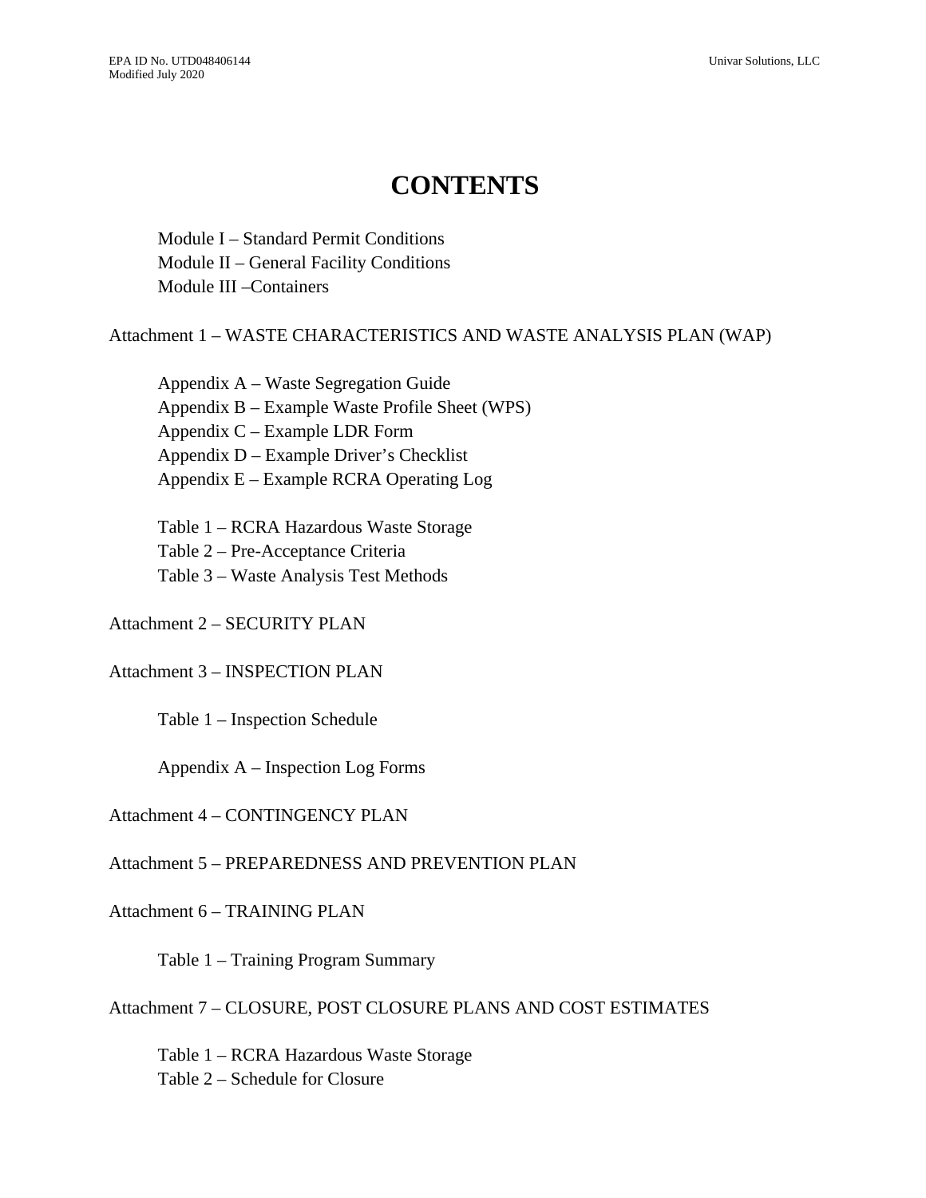# CONTENTS

Module I – Standard Permit Conditions
Module II – General Facility Conditions
Module III –Containers

Attachment 1 – WASTE CHARACTERISTICS AND WASTE ANALYSIS PLAN (WAP)

Appendix A – Waste Segregation Guide
Appendix B – Example Waste Profile Sheet (WPS)
Appendix C – Example LDR Form
Appendix D – Example Driver's Checklist
Appendix E – Example RCRA Operating Log

Table 1 – RCRA Hazardous Waste Storage
Table 2 – Pre-Acceptance Criteria
Table 3 – Waste Analysis Test Methods

Attachment 2 – SECURITY PLAN

Attachment 3 – INSPECTION PLAN

Table 1 – Inspection Schedule

Appendix A – Inspection Log Forms

Attachment 4 – CONTINGENCY PLAN

Attachment 5 – PREPAREDNESS AND PREVENTION PLAN

Attachment 6 – TRAINING PLAN

Table 1 – Training Program Summary

Attachment 7 – CLOSURE, POST CLOSURE PLANS AND COST ESTIMATES

Table 1 – RCRA Hazardous Waste Storage
Table 2 – Schedule for Closure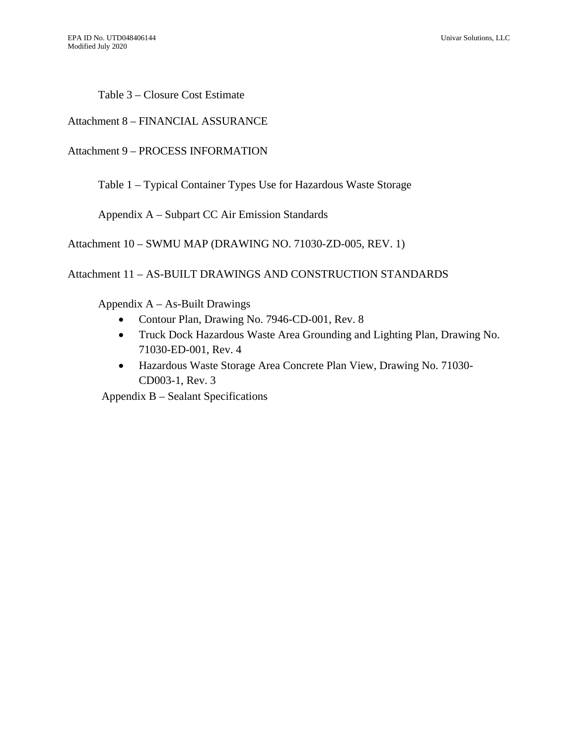Table 3 – Closure Cost Estimate

Attachment 8 – FINANCIAL ASSURANCE

Attachment 9 – PROCESS INFORMATION

Table 1 – Typical Container Types Use for Hazardous Waste Storage

Appendix A – Subpart CC Air Emission Standards

Attachment 10 – SWMU MAP (DRAWING NO. 71030-ZD-005, REV. 1)

Attachment 11 – AS-BUILT DRAWINGS AND CONSTRUCTION STANDARDS

Appendix A – As-Built Drawings

- Contour Plan, Drawing No. 7946-CD-001, Rev. 8
- Truck Dock Hazardous Waste Area Grounding and Lighting Plan, Drawing No. 71030-ED-001, Rev. 4
- Hazardous Waste Storage Area Concrete Plan View, Drawing No. 71030-CD003-1, Rev. 3

Appendix B – Sealant Specifications